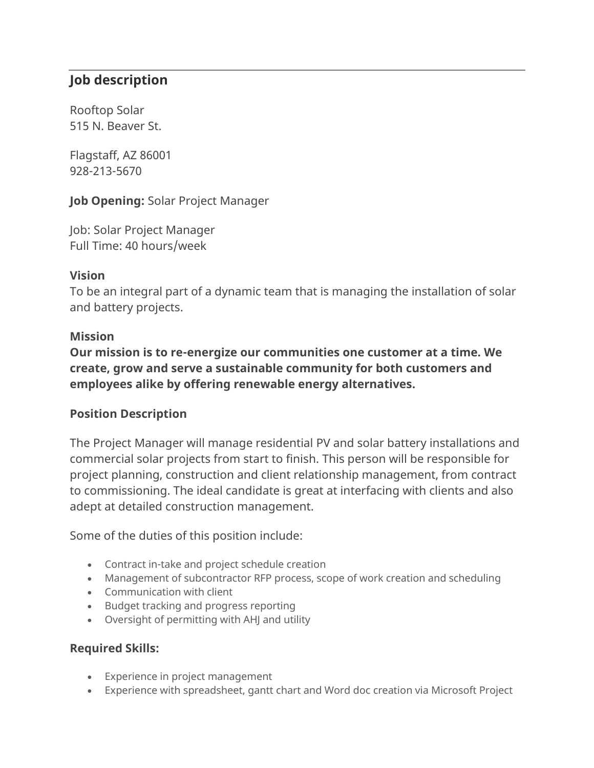## Job description

Rooftop Solar
515 N. Beaver St.

Flagstaff, AZ 86001
928-213-5670

**Job Opening:** Solar Project Manager

Job: Solar Project Manager
Full Time: 40 hours/week

**Vision**
To be an integral part of a dynamic team that is managing the installation of solar and battery projects.

**Mission**
**Our mission is to re-energize our communities one customer at a time. We create, grow and serve a sustainable community for both customers and employees alike by offering renewable energy alternatives.**

**Position Description**

The Project Manager will manage residential PV and solar battery installations and commercial solar projects from start to finish. This person will be responsible for project planning, construction and client relationship management, from contract to commissioning. The ideal candidate is great at interfacing with clients and also adept at detailed construction management.

Some of the duties of this position include:

- Contract in-take and project schedule creation
- Management of subcontractor RFP process, scope of work creation and scheduling
- Communication with client
- Budget tracking and progress reporting
- Oversight of permitting with AHJ and utility

**Required Skills:**

- Experience in project management
- Experience with spreadsheet, gantt chart and Word doc creation via Microsoft Project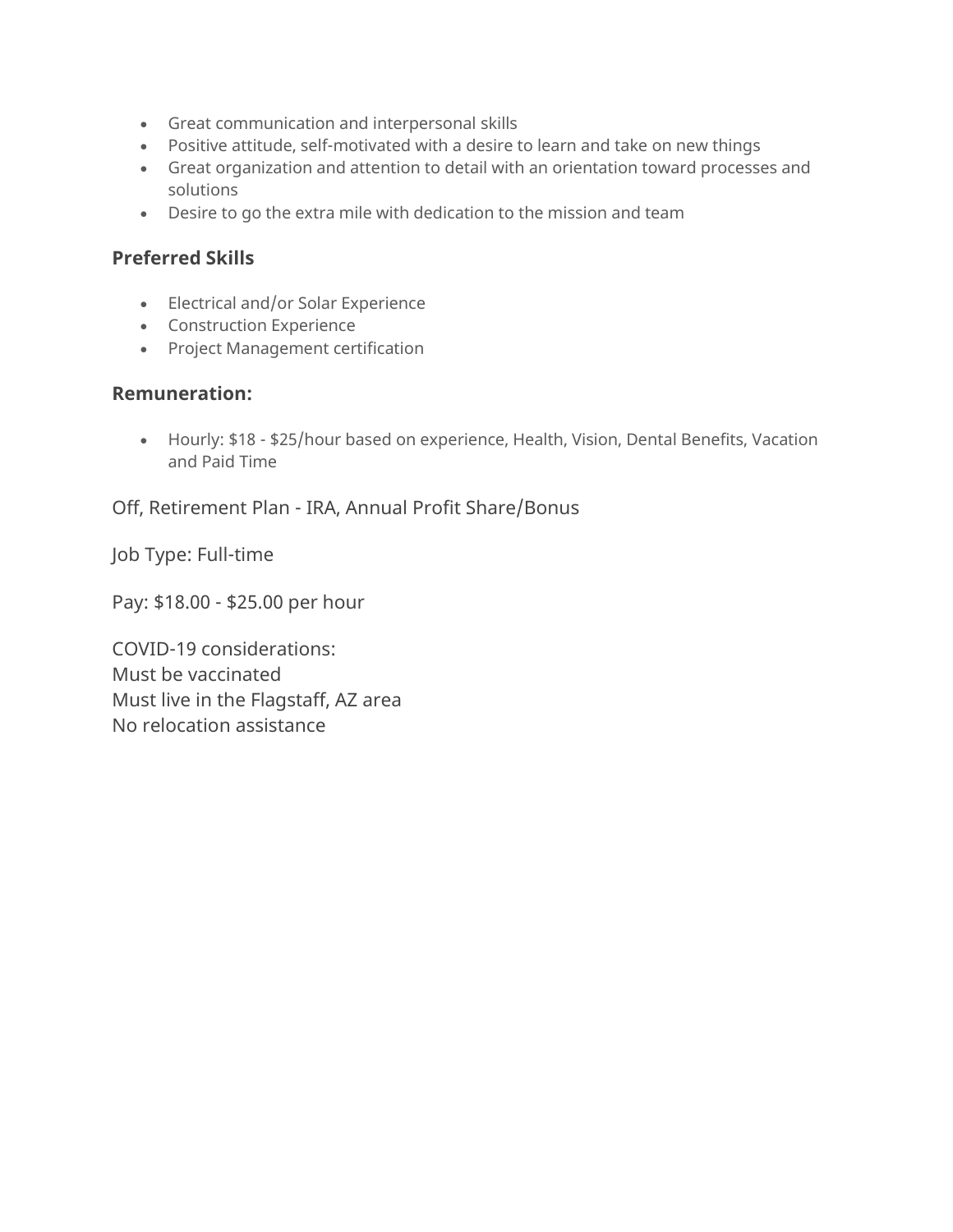- Great communication and interpersonal skills
- Positive attitude, self-motivated with a desire to learn and take on new things
- Great organization and attention to detail with an orientation toward processes and solutions
- Desire to go the extra mile with dedication to the mission and team

### Preferred Skills

- Electrical and/or Solar Experience
- Construction Experience
- Project Management certification

### Remuneration:

- Hourly: $18 - $25/hour based on experience, Health, Vision, Dental Benefits, Vacation and Paid Time

Off, Retirement Plan - IRA, Annual Profit Share/Bonus

Job Type: Full-time

Pay: $18.00 - $25.00 per hour

COVID-19 considerations:
Must be vaccinated
Must live in the Flagstaff, AZ area
No relocation assistance